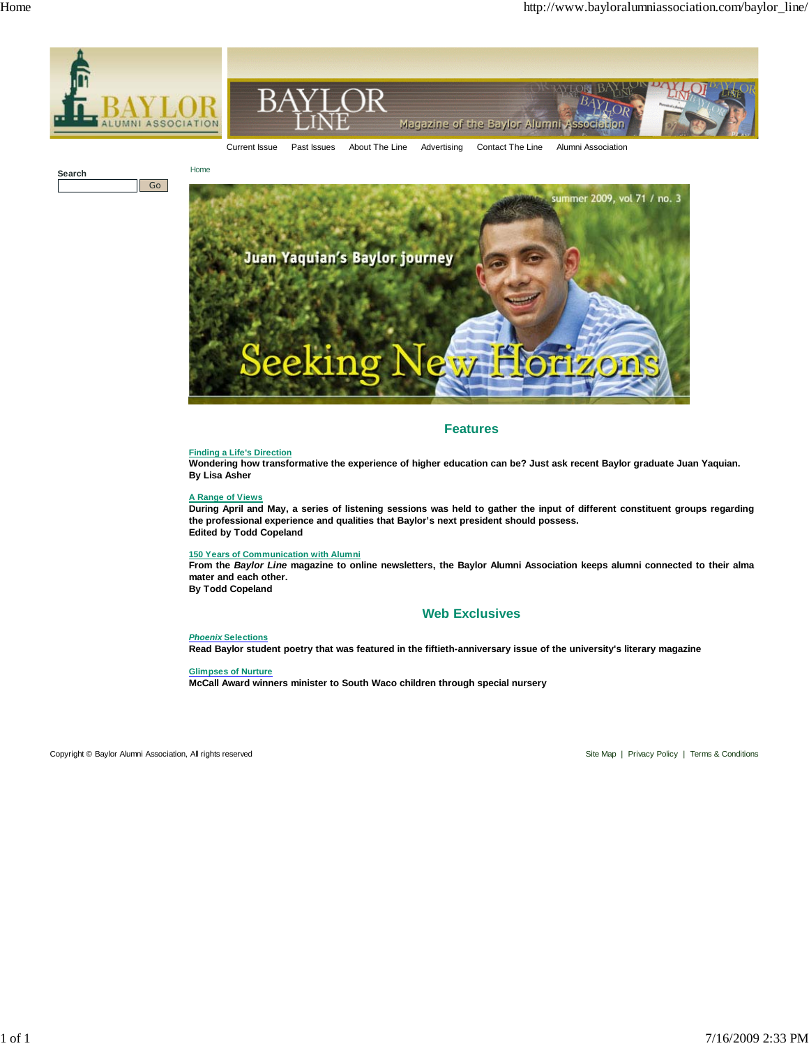Current Issue | Past Issues | About The Line | Advertising | Contact The Line | Alumni Association

Search

Home

summer 2009, vol 71 / no. 3

Juan Yaquian's Baylor journey

Seeking New Horizons

## Features

**Finding a Life's Direction**
**Wondering how transformative the experience of higher education can be? Just ask recent Baylor graduate Juan Yaquian.**
**By Lisa Asher**

**A Range of Views**
**During April and May, a series of listening sessions was held to gather the input of different constituent groups regarding the professional experience and qualities that Baylor's next president should possess.**
**Edited by Todd Copeland**

**150 Years of Communication with Alumni**
**From the *Baylor Line* magazine to online newsletters, the Baylor Alumni Association keeps alumni connected to their alma mater and each other.**
**By Todd Copeland**

## Web Exclusives

***Phoenix* Selections**
**Read Baylor student poetry that was featured in the fiftieth-anniversary issue of the university's literary magazine**

**Glimpses of Nurture**
**McCall Award winners minister to South Waco children through special nursery**

Copyright © Baylor Alumni Association, All rights reserved

Site Map | Privacy Policy | Terms & Conditions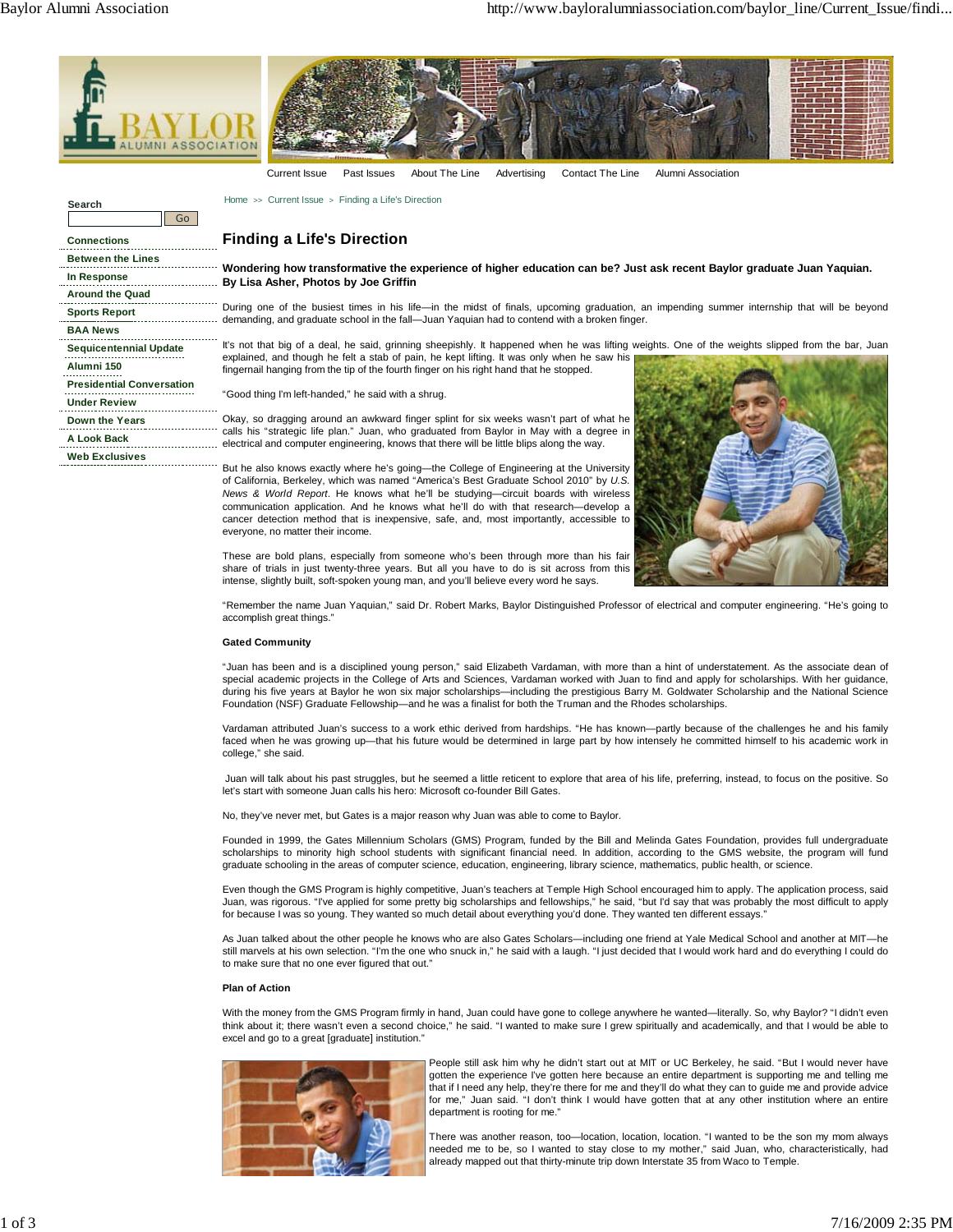Current Issue Past Issues About The Line Advertising Contact The Line Alumni Association

Search

Go

- Connections
- Between the Lines
- In Response
- Around the Quad
- Sports Report
- BAA News
- Sequicentennial Update
- Alumni 150
- Presidential Conversation
- Under Review
- Down the Years
- A Look Back
- Web Exclusives

Home >> Current Issue > Finding a Life's Direction

# Finding a Life's Direction

**Wondering how transformative the experience of higher education can be? Just ask recent Baylor graduate Juan Yaquian. By Lisa Asher, Photos by Joe Griffin**

During one of the busiest times in his life—in the midst of finals, upcoming graduation, an impending summer internship that will be beyond demanding, and graduate school in the fall—Juan Yaquian had to contend with a broken finger.

It's not that big of a deal, he said, grinning sheepishly. It happened when he was lifting weights. One of the weights slipped from the bar, Juan explained, and though he felt a stab of pain, he kept lifting. It was only when he saw his fingernail hanging from the tip of the fourth finger on his right hand that he stopped.

"Good thing I'm left-handed," he said with a shrug.

Okay, so dragging around an awkward finger splint for six weeks wasn't part of what he calls his "strategic life plan." Juan, who graduated from Baylor in May with a degree in electrical and computer engineering, knows that there will be little blips along the way.

But he also knows exactly where he's going—the College of Engineering at the University of California, Berkeley, which was named "America's Best Graduate School 2010" by *U.S. News & World Report*. He knows what he'll be studying—circuit boards with wireless communication application. And he knows what he'll do with that research—develop a cancer detection method that is inexpensive, safe, and, most importantly, accessible to everyone, no matter their income.

These are bold plans, especially from someone who's been through more than his fair share of trials in just twenty-three years. But all you have to do is sit across from this intense, slightly built, soft-spoken young man, and you'll believe every word he says.

"Remember the name Juan Yaquian," said Dr. Robert Marks, Baylor Distinguished Professor of electrical and computer engineering. "He's going to accomplish great things."

**Gated Community**

"Juan has been and is a disciplined young person," said Elizabeth Vardaman, with more than a hint of understatement. As the associate dean of special academic projects in the College of Arts and Sciences, Vardaman worked with Juan to find and apply for scholarships. With her guidance, during his five years at Baylor he won six major scholarships—including the prestigious Barry M. Goldwater Scholarship and the National Science Foundation (NSF) Graduate Fellowship—and he was a finalist for both the Truman and the Rhodes scholarships.

Vardaman attributed Juan's success to a work ethic derived from hardships. "He has known—partly because of the challenges he and his family faced when he was growing up—that his future would be determined in large part by how intensely he committed himself to his academic work in college," she said.

Juan will talk about his past struggles, but he seemed a little reticent to explore that area of his life, preferring, instead, to focus on the positive. So let's start with someone Juan calls his hero: Microsoft co-founder Bill Gates.

No, they've never met, but Gates is a major reason why Juan was able to come to Baylor.

Founded in 1999, the Gates Millennium Scholars (GMS) Program, funded by the Bill and Melinda Gates Foundation, provides full undergraduate scholarships to minority high school students with significant financial need. In addition, according to the GMS website, the program will fund graduate schooling in the areas of computer science, education, engineering, library science, mathematics, public health, or science.

Even though the GMS Program is highly competitive, Juan's teachers at Temple High School encouraged him to apply. The application process, said Juan, was rigorous. "I've applied for some pretty big scholarships and fellowships," he said, "but I'd say that was probably the most difficult to apply for because I was so young. They wanted so much detail about everything you'd done. They wanted ten different essays."

As Juan talked about the other people he knows who are also Gates Scholars—including one friend at Yale Medical School and another at MIT—he still marvels at his own selection. "I'm the one who snuck in," he said with a laugh. "I just decided that I would work hard and do everything I could do to make sure that no one ever figured that out."

**Plan of Action**

With the money from the GMS Program firmly in hand, Juan could have gone to college anywhere he wanted—literally. So, why Baylor? "I didn't even think about it; there wasn't even a second choice," he said. "I wanted to make sure I grew spiritually and academically, and that I would be able to excel and go to a great [graduate] institution."

People still ask him why he didn't start out at MIT or UC Berkeley, he said. "But I would never have gotten the experience I've gotten here because an entire department is supporting me and telling me that if I need any help, they're there for me and they'll do what they can to guide me and provide advice for me," Juan said. "I don't think I would have gotten that at any other institution where an entire department is rooting for me."

There was another reason, too—location, location, location. "I wanted to be the son my mom always needed me to be, so I wanted to stay close to my mother," said Juan, who, characteristically, had already mapped out that thirty-minute trip down Interstate 35 from Waco to Temple.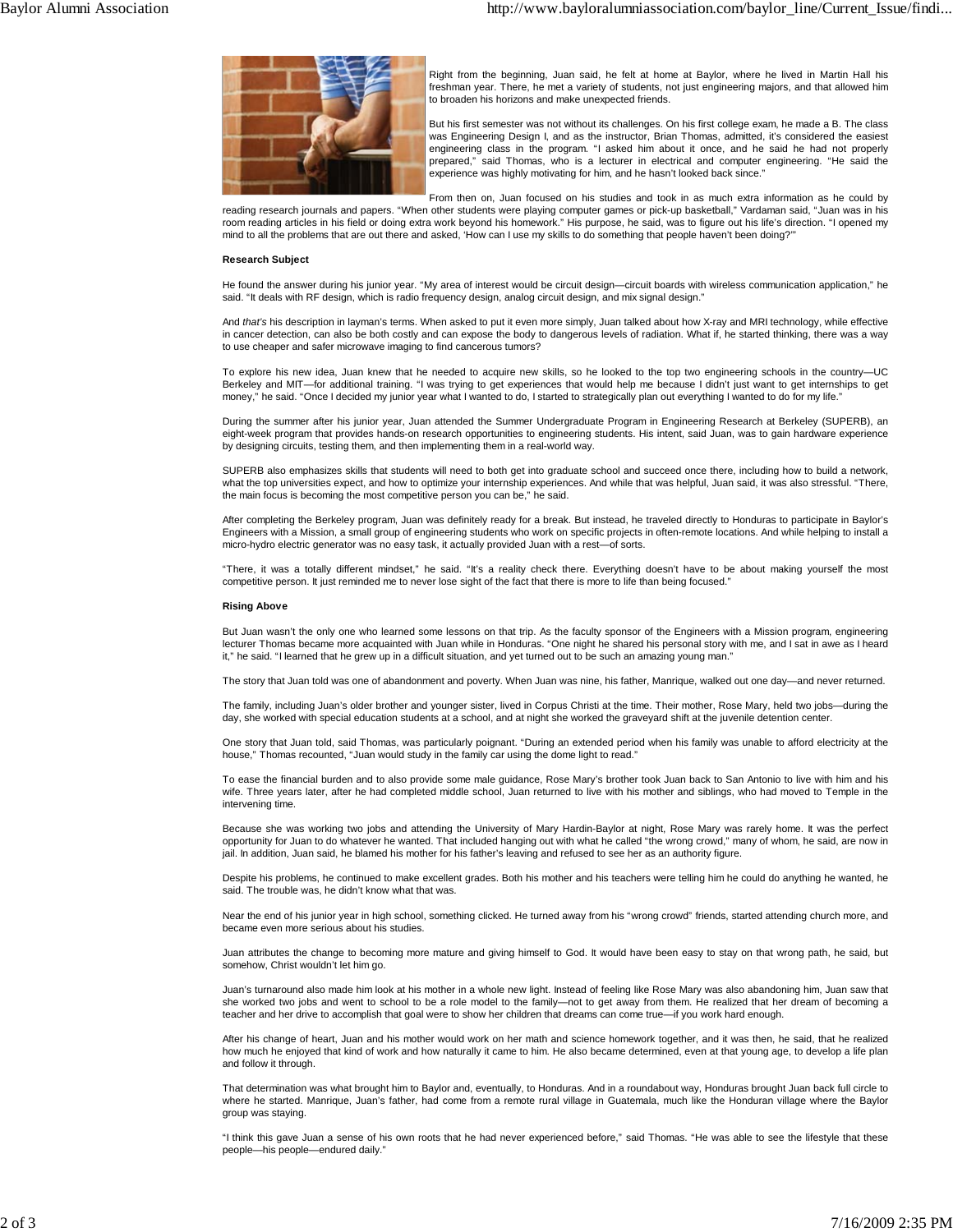Right from the beginning, Juan said, he felt at home at Baylor, where he lived in Martin Hall his freshman year. There, he met a variety of students, not just engineering majors, and that allowed him to broaden his horizons and make unexpected friends.

But his first semester was not without its challenges. On his first college exam, he made a B. The class was Engineering Design I, and as the instructor, Brian Thomas, admitted, it's considered the easiest engineering class in the program. "I asked him about it once, and he said he had not properly prepared," said Thomas, who is a lecturer in electrical and computer engineering. "He said the experience was highly motivating for him, and he hasn't looked back since."

From then on, Juan focused on his studies and took in as much extra information as he could by reading research journals and papers. "When other students were playing computer games or pick-up basketball," Vardaman said, "Juan was in his room reading articles in his field or doing extra work beyond his homework." His purpose, he said, was to figure out his life's direction. "I opened my mind to all the problems that are out there and asked, 'How can I use my skills to do something that people haven't been doing?'"

**Research Subject**

He found the answer during his junior year. "My area of interest would be circuit design—circuit boards with wireless communication application," he said. "It deals with RF design, which is radio frequency design, analog circuit design, and mix signal design."

And *that's* his description in layman's terms. When asked to put it even more simply, Juan talked about how X-ray and MRI technology, while effective in cancer detection, can also be both costly and can expose the body to dangerous levels of radiation. What if, he started thinking, there was a way to use cheaper and safer microwave imaging to find cancerous tumors?

To explore his new idea, Juan knew that he needed to acquire new skills, so he looked to the top two engineering schools in the country—UC Berkeley and MIT—for additional training. "I was trying to get experiences that would help me because I didn't just want to get internships to get money," he said. "Once I decided my junior year what I wanted to do, I started to strategically plan out everything I wanted to do for my life."

During the summer after his junior year, Juan attended the Summer Undergraduate Program in Engineering Research at Berkeley (SUPERB), an eight-week program that provides hands-on research opportunities to engineering students. His intent, said Juan, was to gain hardware experience by designing circuits, testing them, and then implementing them in a real-world way.

SUPERB also emphasizes skills that students will need to both get into graduate school and succeed once there, including how to build a network, what the top universities expect, and how to optimize your internship experiences. And while that was helpful, Juan said, it was also stressful. "There, the main focus is becoming the most competitive person you can be," he said.

After completing the Berkeley program, Juan was definitely ready for a break. But instead, he traveled directly to Honduras to participate in Baylor's Engineers with a Mission, a small group of engineering students who work on specific projects in often-remote locations. And while helping to install a micro-hydro electric generator was no easy task, it actually provided Juan with a rest—of sorts.

"There, it was a totally different mindset," he said. "It's a reality check there. Everything doesn't have to be about making yourself the most competitive person. It just reminded me to never lose sight of the fact that there is more to life than being focused."

**Rising Above**

But Juan wasn't the only one who learned some lessons on that trip. As the faculty sponsor of the Engineers with a Mission program, engineering lecturer Thomas became more acquainted with Juan while in Honduras. "One night he shared his personal story with me, and I sat in awe as I heard it," he said. "I learned that he grew up in a difficult situation, and yet turned out to be such an amazing young man."

The story that Juan told was one of abandonment and poverty. When Juan was nine, his father, Manrique, walked out one day—and never returned.

The family, including Juan's older brother and younger sister, lived in Corpus Christi at the time. Their mother, Rose Mary, held two jobs—during the day, she worked with special education students at a school, and at night she worked the graveyard shift at the juvenile detention center.

One story that Juan told, said Thomas, was particularly poignant. "During an extended period when his family was unable to afford electricity at the house," Thomas recounted, "Juan would study in the family car using the dome light to read."

To ease the financial burden and to also provide some male guidance, Rose Mary's brother took Juan back to San Antonio to live with him and his wife. Three years later, after he had completed middle school, Juan returned to live with his mother and siblings, who had moved to Temple in the intervening time.

Because she was working two jobs and attending the University of Mary Hardin-Baylor at night, Rose Mary was rarely home. It was the perfect opportunity for Juan to do whatever he wanted. That included hanging out with what he called "the wrong crowd," many of whom, he said, are now in jail. In addition, Juan said, he blamed his mother for his father's leaving and refused to see her as an authority figure.

Despite his problems, he continued to make excellent grades. Both his mother and his teachers were telling him he could do anything he wanted, he said. The trouble was, he didn't know what that was.

Near the end of his junior year in high school, something clicked. He turned away from his "wrong crowd" friends, started attending church more, and became even more serious about his studies.

Juan attributes the change to becoming more mature and giving himself to God. It would have been easy to stay on that wrong path, he said, but somehow, Christ wouldn't let him go.

Juan's turnaround also made him look at his mother in a whole new light. Instead of feeling like Rose Mary was also abandoning him, Juan saw that she worked two jobs and went to school to be a role model to the family—not to get away from them. He realized that her dream of becoming a teacher and her drive to accomplish that goal were to show her children that dreams can come true—if you work hard enough.

After his change of heart, Juan and his mother would work on her math and science homework together, and it was then, he said, that he realized how much he enjoyed that kind of work and how naturally it came to him. He also became determined, even at that young age, to develop a life plan and follow it through.

That determination was what brought him to Baylor and, eventually, to Honduras. And in a roundabout way, Honduras brought Juan back full circle to where he started. Manrique, Juan's father, had come from a remote rural village in Guatemala, much like the Honduran village where the Baylor group was staying.

"I think this gave Juan a sense of his own roots that he had never experienced before," said Thomas. "He was able to see the lifestyle that these people—his people—endured daily."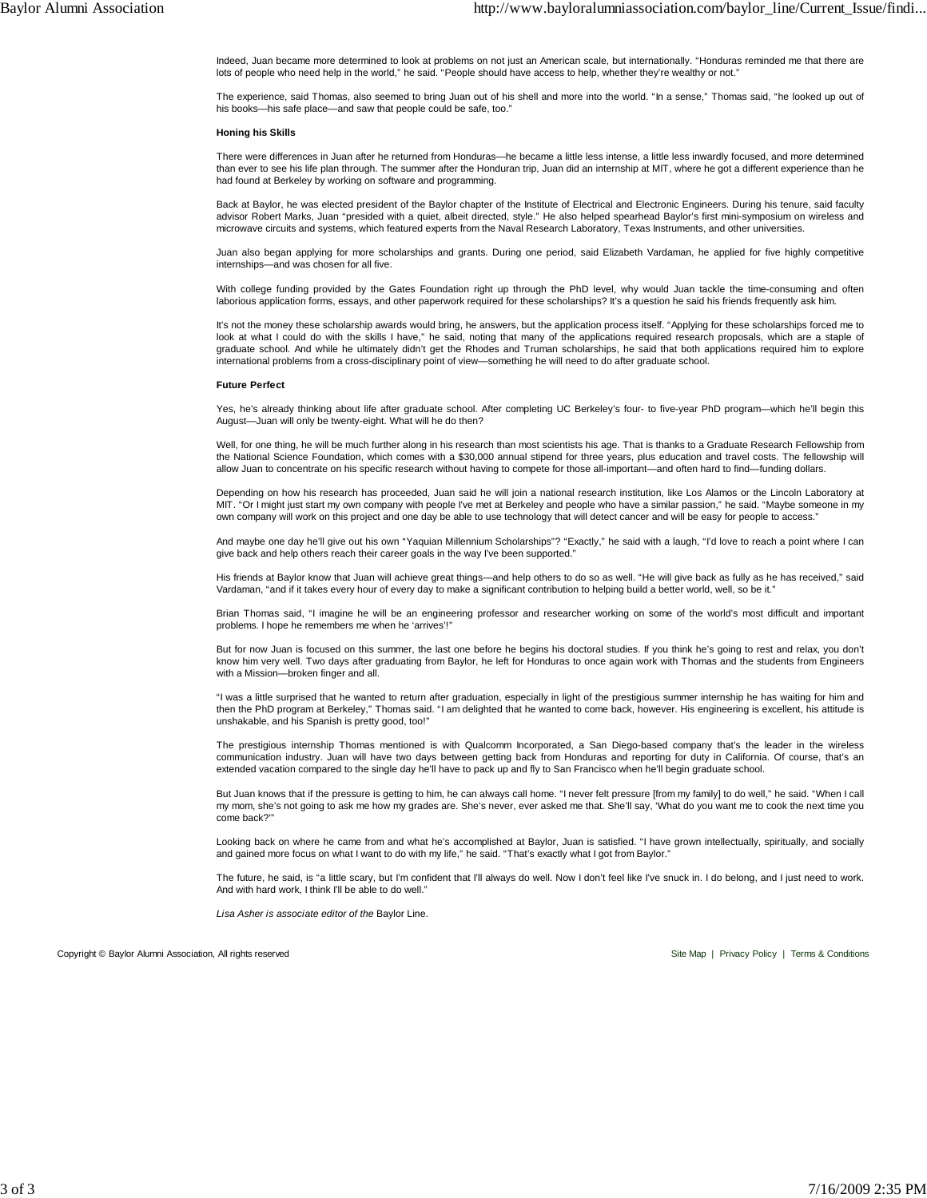Indeed, Juan became more determined to look at problems on not just an American scale, but internationally. "Honduras reminded me that there are lots of people who need help in the world," he said. "People should have access to help, whether they're wealthy or not."

The experience, said Thomas, also seemed to bring Juan out of his shell and more into the world. "In a sense," Thomas said, "he looked up out of his books—his safe place—and saw that people could be safe, too."

**Honing his Skills**

There were differences in Juan after he returned from Honduras—he became a little less intense, a little less inwardly focused, and more determined than ever to see his life plan through. The summer after the Honduran trip, Juan did an internship at MIT, where he got a different experience than he had found at Berkeley by working on software and programming.

Back at Baylor, he was elected president of the Baylor chapter of the Institute of Electrical and Electronic Engineers. During his tenure, said faculty advisor Robert Marks, Juan "presided with a quiet, albeit directed, style." He also helped spearhead Baylor's first mini-symposium on wireless and microwave circuits and systems, which featured experts from the Naval Research Laboratory, Texas Instruments, and other universities.

Juan also began applying for more scholarships and grants. During one period, said Elizabeth Vardaman, he applied for five highly competitive internships—and was chosen for all five.

With college funding provided by the Gates Foundation right up through the PhD level, why would Juan tackle the time-consuming and often laborious application forms, essays, and other paperwork required for these scholarships? It's a question he said his friends frequently ask him.

It's not the money these scholarship awards would bring, he answers, but the application process itself. "Applying for these scholarships forced me to look at what I could do with the skills I have," he said, noting that many of the applications required research proposals, which are a staple of graduate school. And while he ultimately didn't get the Rhodes and Truman scholarships, he said that both applications required him to explore international problems from a cross-disciplinary point of view—something he will need to do after graduate school.

**Future Perfect**

Yes, he's already thinking about life after graduate school. After completing UC Berkeley's four- to five-year PhD program—which he'll begin this August—Juan will only be twenty-eight. What will he do then?

Well, for one thing, he will be much further along in his research than most scientists his age. That is thanks to a Graduate Research Fellowship from the National Science Foundation, which comes with a $30,000 annual stipend for three years, plus education and travel costs. The fellowship will allow Juan to concentrate on his specific research without having to compete for those all-important—and often hard to find—funding dollars.

Depending on how his research has proceeded, Juan said he will join a national research institution, like Los Alamos or the Lincoln Laboratory at MIT. "Or I might just start my own company with people I've met at Berkeley and people who have a similar passion," he said. "Maybe someone in my own company will work on this project and one day be able to use technology that will detect cancer and will be easy for people to access."

And maybe one day he'll give out his own "Yaquian Millennium Scholarships"? "Exactly," he said with a laugh, "I'd love to reach a point where I can give back and help others reach their career goals in the way I've been supported."

His friends at Baylor know that Juan will achieve great things—and help others to do so as well. "He will give back as fully as he has received," said Vardaman, "and if it takes every hour of every day to make a significant contribution to helping build a better world, well, so be it."

Brian Thomas said, "I imagine he will be an engineering professor and researcher working on some of the world's most difficult and important problems. I hope he remembers me when he 'arrives'!"

But for now Juan is focused on this summer, the last one before he begins his doctoral studies. If you think he's going to rest and relax, you don't know him very well. Two days after graduating from Baylor, he left for Honduras to once again work with Thomas and the students from Engineers with a Mission—broken finger and all.

"I was a little surprised that he wanted to return after graduation, especially in light of the prestigious summer internship he has waiting for him and then the PhD program at Berkeley," Thomas said. "I am delighted that he wanted to come back, however. His engineering is excellent, his attitude is unshakable, and his Spanish is pretty good, too!"

The prestigious internship Thomas mentioned is with Qualcomm Incorporated, a San Diego-based company that's the leader in the wireless communication industry. Juan will have two days between getting back from Honduras and reporting for duty in California. Of course, that's an extended vacation compared to the single day he'll have to pack up and fly to San Francisco when he'll begin graduate school.

But Juan knows that if the pressure is getting to him, he can always call home. "I never felt pressure [from my family] to do well," he said. "When I call my mom, she's not going to ask me how my grades are. She's never, ever asked me that. She'll say, 'What do you want me to cook the next time you come back?'"

Looking back on where he came from and what he's accomplished at Baylor, Juan is satisfied. "I have grown intellectually, spiritually, and socially and gained more focus on what I want to do with my life," he said. "That's exactly what I got from Baylor."

The future, he said, is "a little scary, but I'm confident that I'll always do well. Now I don't feel like I've snuck in. I do belong, and I just need to work. And with hard work, I think I'll be able to do well."

*Lisa Asher is associate editor of the* Baylor Line.

Copyright © Baylor Alumni Association, All rights reserved

Site Map | Privacy Policy | Terms & Conditions